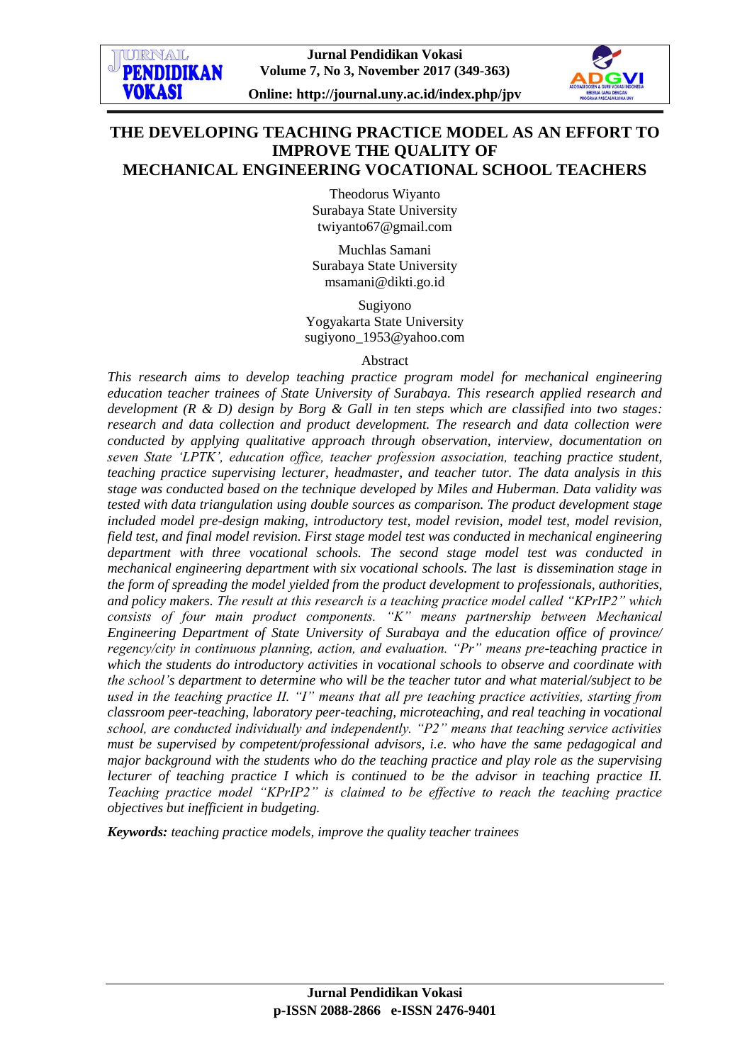# THE DEVELOPING TEACHING PRACTICE MODEL AS AN EFFORT TO IMPROVE THE QUALITY OF MECHANICAL ENGINEERING VOCATIONAL SCHOOL TEACHERS

Theodorus Wiyanto
Surabaya State University
twiyanto67@gmail.com

Muchlas Samani
Surabaya State University
msamani@dikti.go.id

Sugiyono
Yogyakarta State University
sugiyono_1953@yahoo.com

Abstract

*This research aims to develop teaching practice program model for mechanical engineering education teacher trainees of State University of Surabaya. This research applied research and development (R & D) design by Borg & Gall in ten steps which are classified into two stages: research and data collection and product development. The research and data collection were conducted by applying qualitative approach through observation, interview, documentation on seven State 'LPTK', education office, teacher profession association, teaching practice student, teaching practice supervising lecturer, headmaster, and teacher tutor. The data analysis in this stage was conducted based on the technique developed by Miles and Huberman. Data validity was tested with data triangulation using double sources as comparison. The product development stage included model pre-design making, introductory test, model revision, model test, model revision, field test, and final model revision. First stage model test was conducted in mechanical engineering department with three vocational schools. The second stage model test was conducted in mechanical engineering department with six vocational schools. The last is dissemination stage in the form of spreading the model yielded from the product development to professionals, authorities, and policy makers. The result at this research is a teaching practice model called "KPrIP2" which consists of four main product components. "K" means partnership between Mechanical Engineering Department of State University of Surabaya and the education office of province/ regency/city in continuous planning, action, and evaluation. "Pr" means pre-teaching practice in which the students do introductory activities in vocational schools to observe and coordinate with the school's department to determine who will be the teacher tutor and what material/subject to be used in the teaching practice II. "I" means that all pre teaching practice activities, starting from classroom peer-teaching, laboratory peer-teaching, microteaching, and real teaching in vocational school, are conducted individually and independently. "P2" means that teaching service activities must be supervised by competent/professional advisors, i.e. who have the same pedagogical and major background with the students who do the teaching practice and play role as the supervising lecturer of teaching practice I which is continued to be the advisor in teaching practice II. Teaching practice model "KPrIP2" is claimed to be effective to reach the teaching practice objectives but inefficient in budgeting.*

***Keywords:*** *teaching practice models, improve the quality teacher trainees*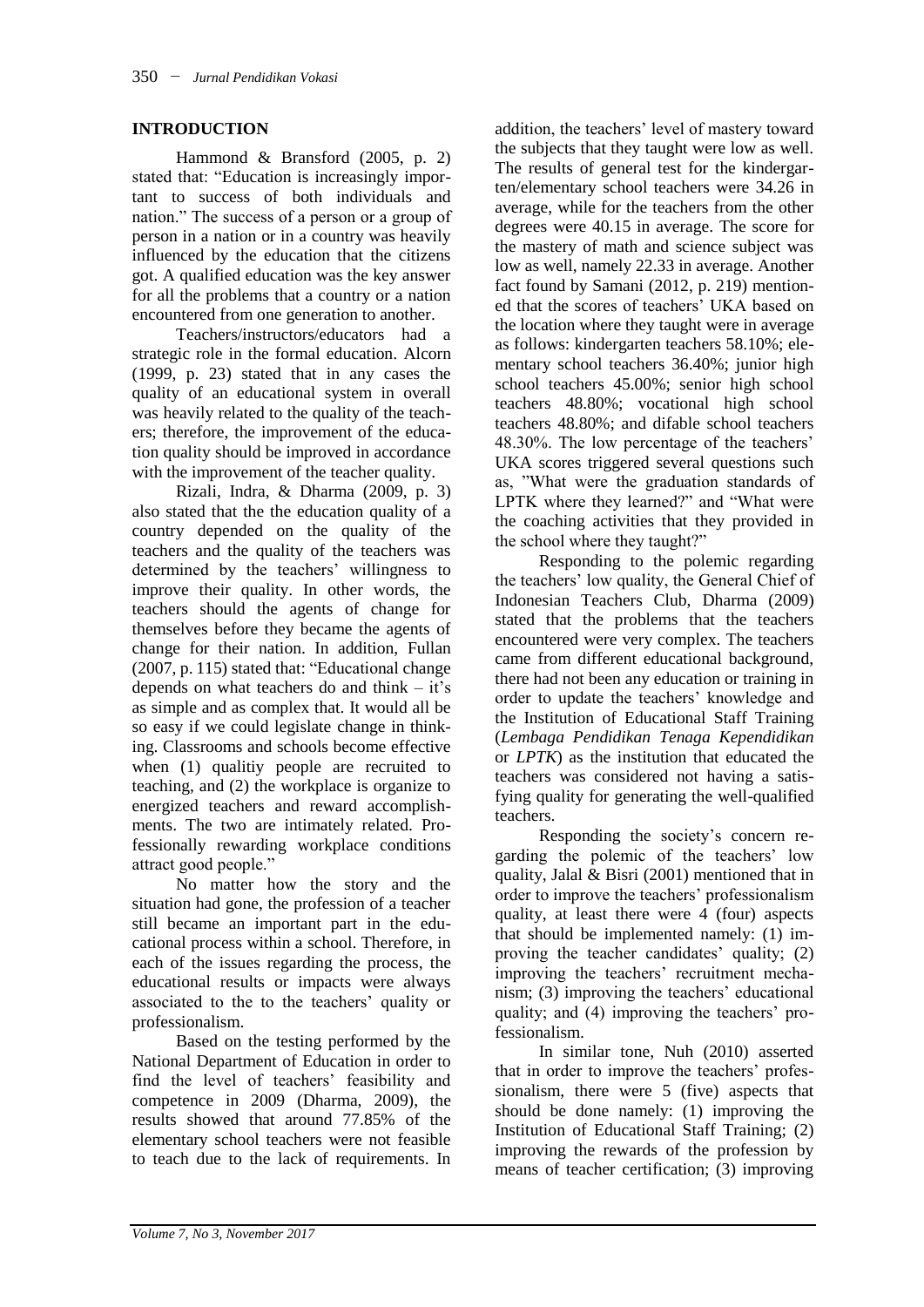## INTRODUCTION

Hammond & Bransford (2005, p. 2) stated that: "Education is increasingly important to success of both individuals and nation." The success of a person or a group of person in a nation or in a country was heavily influenced by the education that the citizens got. A qualified education was the key answer for all the problems that a country or a nation encountered from one generation to another.

Teachers/instructors/educators had a strategic role in the formal education. Alcorn (1999, p. 23) stated that in any cases the quality of an educational system in overall was heavily related to the quality of the teachers; therefore, the improvement of the education quality should be improved in accordance with the improvement of the teacher quality.

Rizali, Indra, & Dharma (2009, p. 3) also stated that the the education quality of a country depended on the quality of the teachers and the quality of the teachers was determined by the teachers' willingness to improve their quality. In other words, the teachers should the agents of change for themselves before they became the agents of change for their nation. In addition, Fullan (2007, p. 115) stated that: "Educational change depends on what teachers do and think – it's as simple and as complex that. It would all be so easy if we could legislate change in thinking. Classrooms and schools become effective when (1) qualitiy people are recruited to teaching, and (2) the workplace is organize to energized teachers and reward accomplishments. The two are intimately related. Professionally rewarding workplace conditions attract good people."

No matter how the story and the situation had gone, the profession of a teacher still became an important part in the educational process within a school. Therefore, in each of the issues regarding the process, the educational results or impacts were always associated to the to the teachers' quality or professionalism.

Based on the testing performed by the National Department of Education in order to find the level of teachers' feasibility and competence in 2009 (Dharma, 2009), the results showed that around 77.85% of the elementary school teachers were not feasible to teach due to the lack of requirements. In addition, the teachers' level of mastery toward the subjects that they taught were low as well. The results of general test for the kindergarten/elementary school teachers were 34.26 in average, while for the teachers from the other degrees were 40.15 in average. The score for the mastery of math and science subject was low as well, namely 22.33 in average. Another fact found by Samani (2012, p. 219) mentioned that the scores of teachers' UKA based on the location where they taught were in average as follows: kindergarten teachers 58.10%; elementary school teachers 36.40%; junior high school teachers 45.00%; senior high school teachers 48.80%; vocational high school teachers 48.80%; and difable school teachers 48.30%. The low percentage of the teachers' UKA scores triggered several questions such as, "What were the graduation standards of LPTK where they learned?" and "What were the coaching activities that they provided in the school where they taught?"

Responding to the polemic regarding the teachers' low quality, the General Chief of Indonesian Teachers Club, Dharma (2009) stated that the problems that the teachers encountered were very complex. The teachers came from different educational background, there had not been any education or training in order to update the teachers' knowledge and the Institution of Educational Staff Training (*Lembaga Pendidikan Tenaga Kependidikan* or *LPTK*) as the institution that educated the teachers was considered not having a satisfying quality for generating the well-qualified teachers.

Responding the society's concern regarding the polemic of the teachers' low quality, Jalal & Bisri (2001) mentioned that in order to improve the teachers' professionalism quality, at least there were 4 (four) aspects that should be implemented namely: (1) improving the teacher candidates' quality; (2) improving the teachers' recruitment mechanism; (3) improving the teachers' educational quality; and (4) improving the teachers' professionalism.

In similar tone, Nuh (2010) asserted that in order to improve the teachers' professionalism, there were 5 (five) aspects that should be done namely: (1) improving the Institution of Educational Staff Training; (2) improving the rewards of the profession by means of teacher certification; (3) improving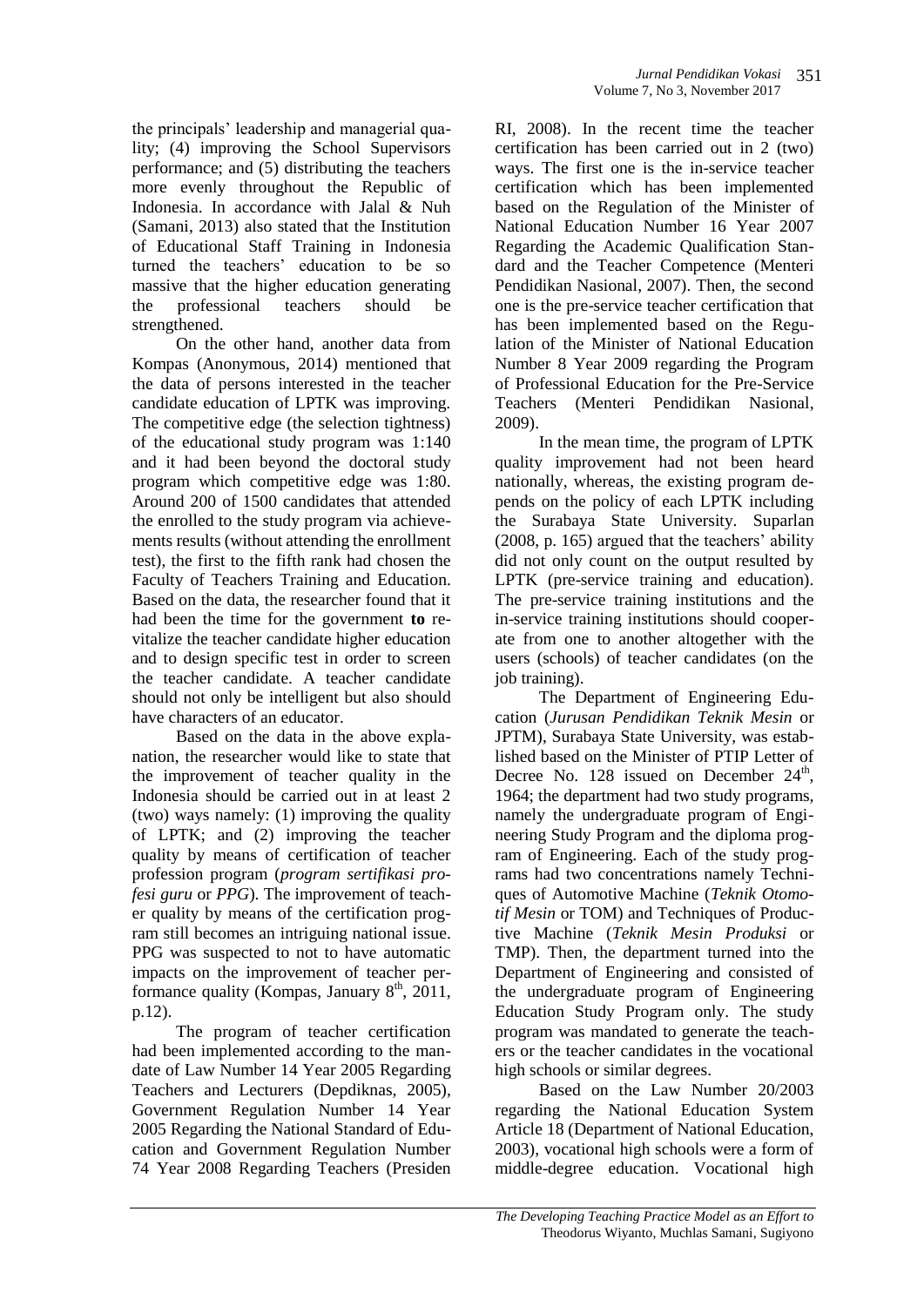the principals' leadership and managerial quality; (4) improving the School Supervisors performance; and (5) distributing the teachers more evenly throughout the Republic of Indonesia. In accordance with Jalal & Nuh (Samani, 2013) also stated that the Institution of Educational Staff Training in Indonesia turned the teachers' education to be so massive that the higher education generating the professional teachers should be strengthened.

On the other hand, another data from Kompas (Anonymous, 2014) mentioned that the data of persons interested in the teacher candidate education of LPTK was improving. The competitive edge (the selection tightness) of the educational study program was 1:140 and it had been beyond the doctoral study program which competitive edge was 1:80. Around 200 of 1500 candidates that attended the enrolled to the study program via achievements results (without attending the enrollment test), the first to the fifth rank had chosen the Faculty of Teachers Training and Education. Based on the data, the researcher found that it had been the time for the government **to** revitalize the teacher candidate higher education and to design specific test in order to screen the teacher candidate. A teacher candidate should not only be intelligent but also should have characters of an educator.

Based on the data in the above explanation, the researcher would like to state that the improvement of teacher quality in the Indonesia should be carried out in at least 2 (two) ways namely: (1) improving the quality of LPTK; and (2) improving the teacher quality by means of certification of teacher profession program (*program sertifikasi profesi guru* or *PPG*). The improvement of teacher quality by means of the certification program still becomes an intriguing national issue. PPG was suspected to not to have automatic impacts on the improvement of teacher performance quality (Kompas, January 8th, 2011, p.12).

The program of teacher certification had been implemented according to the mandate of Law Number 14 Year 2005 Regarding Teachers and Lecturers (Depdiknas, 2005), Government Regulation Number 14 Year 2005 Regarding the National Standard of Education and Government Regulation Number 74 Year 2008 Regarding Teachers (Presiden RI, 2008). In the recent time the teacher certification has been carried out in 2 (two) ways. The first one is the in-service teacher certification which has been implemented based on the Regulation of the Minister of National Education Number 16 Year 2007 Regarding the Academic Qualification Standard and the Teacher Competence (Menteri Pendidikan Nasional, 2007). Then, the second one is the pre-service teacher certification that has been implemented based on the Regulation of the Minister of National Education Number 8 Year 2009 regarding the Program of Professional Education for the Pre-Service Teachers (Menteri Pendidikan Nasional, 2009).

In the mean time, the program of LPTK quality improvement had not been heard nationally, whereas, the existing program depends on the policy of each LPTK including the Surabaya State University. Suparlan (2008, p. 165) argued that the teachers' ability did not only count on the output resulted by LPTK (pre-service training and education). The pre-service training institutions and the in-service training institutions should cooperate from one to another altogether with the users (schools) of teacher candidates (on the job training).

The Department of Engineering Education (*Jurusan Pendidikan Teknik Mesin* or JPTM), Surabaya State University, was established based on the Minister of PTIP Letter of Decree No. 128 issued on December 24th, 1964; the department had two study programs, namely the undergraduate program of Engineering Study Program and the diploma program of Engineering. Each of the study programs had two concentrations namely Techniques of Automotive Machine (*Teknik Otomotif Mesin* or TOM) and Techniques of Productive Machine (*Teknik Mesin Produksi* or TMP). Then, the department turned into the Department of Engineering and consisted of the undergraduate program of Engineering Education Study Program only. The study program was mandated to generate the teachers or the teacher candidates in the vocational high schools or similar degrees.

Based on the Law Number 20/2003 regarding the National Education System Article 18 (Department of National Education, 2003), vocational high schools were a form of middle-degree education. Vocational high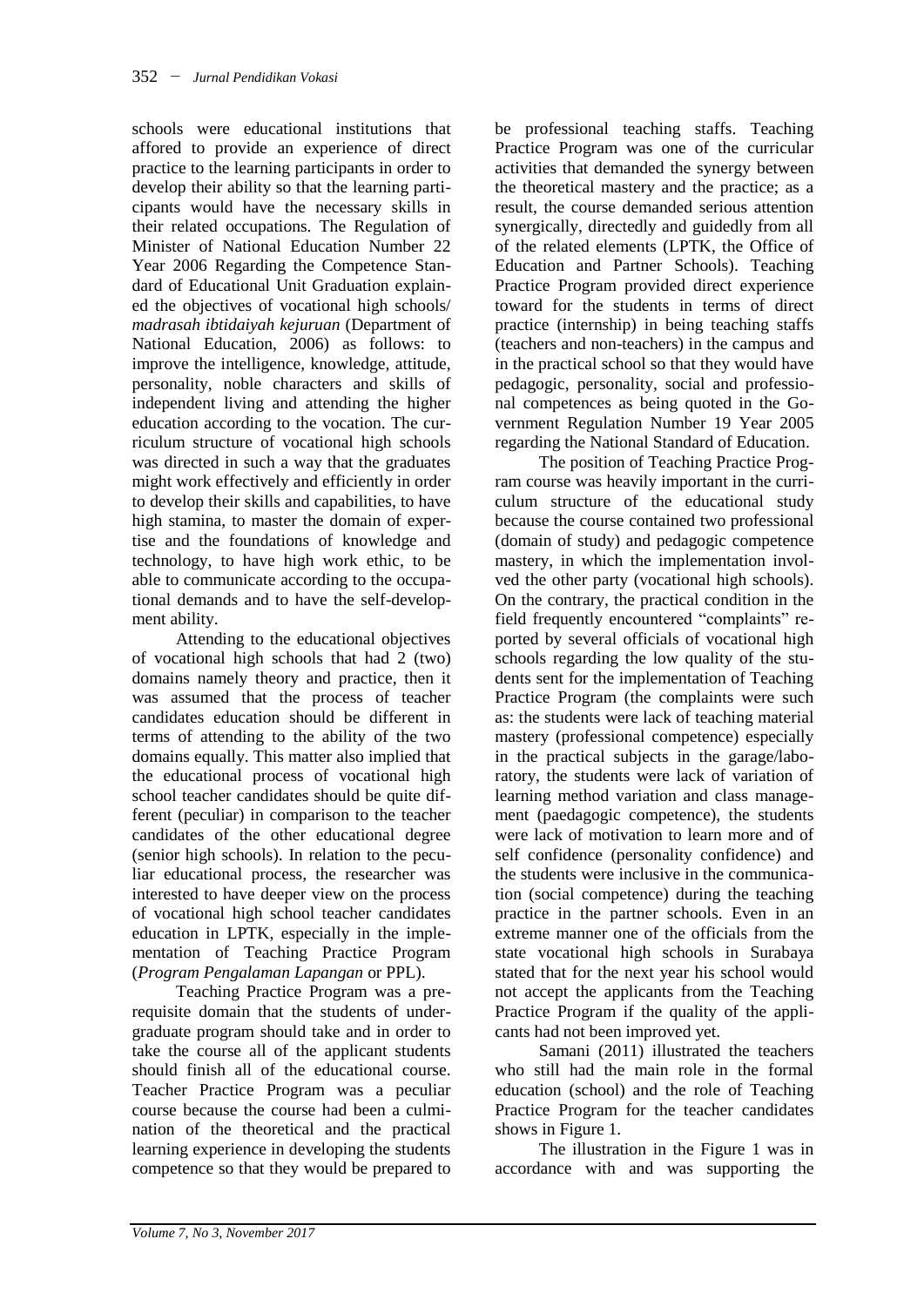schools were educational institutions that affored to provide an experience of direct practice to the learning participants in order to develop their ability so that the learning participants would have the necessary skills in their related occupations. The Regulation of Minister of National Education Number 22 Year 2006 Regarding the Competence Standard of Educational Unit Graduation explained the objectives of vocational high schools/ *madrasah ibtidaiyah kejuruan* (Department of National Education, 2006) as follows: to improve the intelligence, knowledge, attitude, personality, noble characters and skills of independent living and attending the higher education according to the vocation. The curriculum structure of vocational high schools was directed in such a way that the graduates might work effectively and efficiently in order to develop their skills and capabilities, to have high stamina, to master the domain of expertise and the foundations of knowledge and technology, to have high work ethic, to be able to communicate according to the occupational demands and to have the self-development ability.

Attending to the educational objectives of vocational high schools that had 2 (two) domains namely theory and practice, then it was assumed that the process of teacher candidates education should be different in terms of attending to the ability of the two domains equally. This matter also implied that the educational process of vocational high school teacher candidates should be quite different (peculiar) in comparison to the teacher candidates of the other educational degree (senior high schools). In relation to the peculiar educational process, the researcher was interested to have deeper view on the process of vocational high school teacher candidates education in LPTK, especially in the implementation of Teaching Practice Program (*Program Pengalaman Lapangan* or PPL).

Teaching Practice Program was a prerequisite domain that the students of undergraduate program should take and in order to take the course all of the applicant students should finish all of the educational course. Teacher Practice Program was a peculiar course because the course had been a culmination of the theoretical and the practical learning experience in developing the students competence so that they would be prepared to be professional teaching staffs. Teaching Practice Program was one of the curricular activities that demanded the synergy between the theoretical mastery and the practice; as a result, the course demanded serious attention synergically, directedly and guidedly from all of the related elements (LPTK, the Office of Education and Partner Schools). Teaching Practice Program provided direct experience toward for the students in terms of direct practice (internship) in being teaching staffs (teachers and non-teachers) in the campus and in the practical school so that they would have pedagogic, personality, social and professional competences as being quoted in the Government Regulation Number 19 Year 2005 regarding the National Standard of Education.

The position of Teaching Practice Program course was heavily important in the curriculum structure of the educational study because the course contained two professional (domain of study) and pedagogic competence mastery, in which the implementation involved the other party (vocational high schools). On the contrary, the practical condition in the field frequently encountered "complaints" reported by several officials of vocational high schools regarding the low quality of the students sent for the implementation of Teaching Practice Program (the complaints were such as: the students were lack of teaching material mastery (professional competence) especially in the practical subjects in the garage/laboratory, the students were lack of variation of learning method variation and class management (paedagogic competence), the students were lack of motivation to learn more and of self confidence (personality confidence) and the students were inclusive in the communication (social competence) during the teaching practice in the partner schools. Even in an extreme manner one of the officials from the state vocational high schools in Surabaya stated that for the next year his school would not accept the applicants from the Teaching Practice Program if the quality of the applicants had not been improved yet.

Samani (2011) illustrated the teachers who still had the main role in the formal education (school) and the role of Teaching Practice Program for the teacher candidates shows in Figure 1.

The illustration in the Figure 1 was in accordance with and was supporting the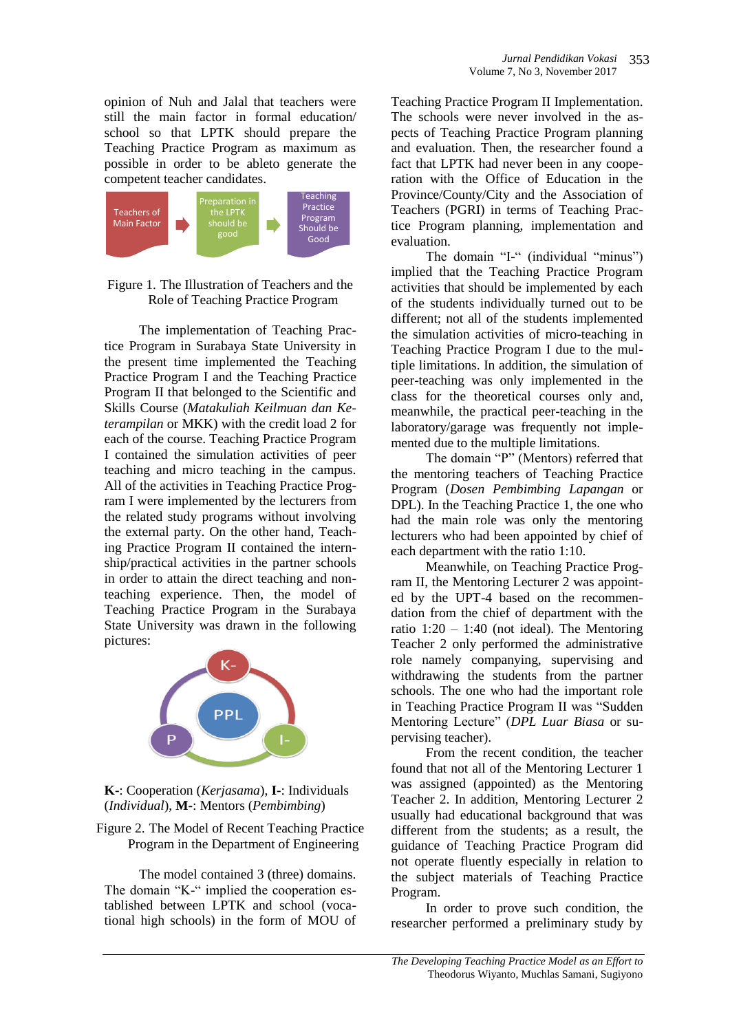opinion of Nuh and Jalal that teachers were still the main factor in formal education/ school so that LPTK should prepare the Teaching Practice Program as maximum as possible in order to be ableto generate the competent teacher candidates.

Teachers of Main Factor → Preparation in the LPTK should be good → Teaching Practice Program Should be Good

Figure 1. The Illustration of Teachers and the Role of Teaching Practice Program

The implementation of Teaching Practice Program in Surabaya State University in the present time implemented the Teaching Practice Program I and the Teaching Practice Program II that belonged to the Scientific and Skills Course (*Matakuliah Keilmuan dan Keterampilan* or MKK) with the credit load 2 for each of the course. Teaching Practice Program I contained the simulation activities of peer teaching and micro teaching in the campus. All of the activities in Teaching Practice Program I were implemented by the lecturers from the related study programs without involving the external party. On the other hand, Teaching Practice Program II contained the internship/practical activities in the partner schools in order to attain the direct teaching and non-teaching experience. Then, the model of Teaching Practice Program in the Surabaya State University was drawn in the following pictures:

K-, PPL, P, I-

**K-**: Cooperation (*Kerjasama*), **I-**: Individuals (*Individual*), **M-**: Mentors (*Pembimbing*)

Figure 2. The Model of Recent Teaching Practice Program in the Department of Engineering

The model contained 3 (three) domains. The domain "K-" implied the cooperation established between LPTK and school (vocational high schools) in the form of MOU of Teaching Practice Program II Implementation. The schools were never involved in the aspects of Teaching Practice Program planning and evaluation. Then, the researcher found a fact that LPTK had never been in any cooperation with the Office of Education in the Province/County/City and the Association of Teachers (PGRI) in terms of Teaching Practice Program planning, implementation and evaluation.

The domain "I-" (individual "minus") implied that the Teaching Practice Program activities that should be implemented by each of the students individually turned out to be different; not all of the students implemented the simulation activities of micro-teaching in Teaching Practice Program I due to the multiple limitations. In addition, the simulation of peer-teaching was only implemented in the class for the theoretical courses only and, meanwhile, the practical peer-teaching in the laboratory/garage was frequently not implemented due to the multiple limitations.

The domain "P" (Mentors) referred that the mentoring teachers of Teaching Practice Program (*Dosen Pembimbing Lapangan* or DPL). In the Teaching Practice 1, the one who had the main role was only the mentoring lecturers who had been appointed by chief of each department with the ratio 1:10.

Meanwhile, on Teaching Practice Program II, the Mentoring Lecturer 2 was appointed by the UPT-4 based on the recommendation from the chief of department with the ratio 1:20 – 1:40 (not ideal). The Mentoring Teacher 2 only performed the administrative role namely companying, supervising and withdrawing the students from the partner schools. The one who had the important role in Teaching Practice Program II was "Sudden Mentoring Lecture" (*DPL Luar Biasa* or supervising teacher).

From the recent condition, the teacher found that not all of the Mentoring Lecturer 1 was assigned (appointed) as the Mentoring Teacher 2. In addition, Mentoring Lecturer 2 usually had educational background that was different from the students; as a result, the guidance of Teaching Practice Program did not operate fluently especially in relation to the subject materials of Teaching Practice Program.

In order to prove such condition, the researcher performed a preliminary study by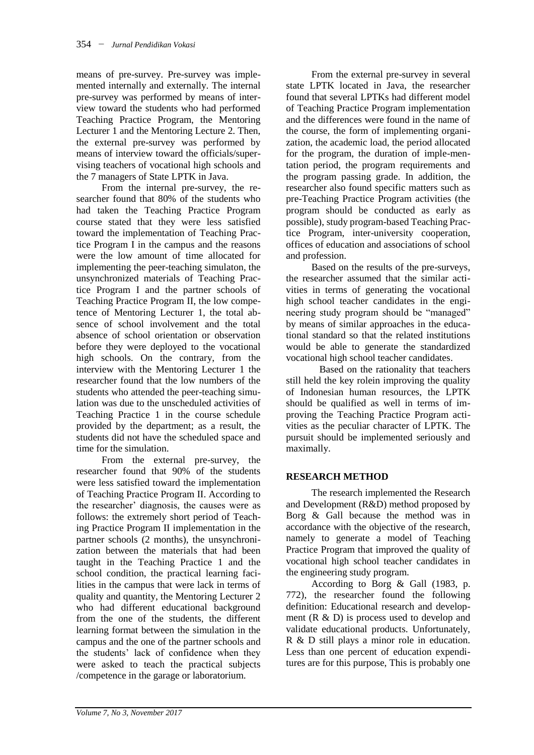means of pre-survey. Pre-survey was implemented internally and externally. The internal pre-survey was performed by means of interview toward the students who had performed Teaching Practice Program, the Mentoring Lecturer 1 and the Mentoring Lecture 2. Then, the external pre-survey was performed by means of interview toward the officials/supervising teachers of vocational high schools and the 7 managers of State LPTK in Java.

From the internal pre-survey, the researcher found that 80% of the students who had taken the Teaching Practice Program course stated that they were less satisfied toward the implementation of Teaching Practice Program I in the campus and the reasons were the low amount of time allocated for implementing the peer-teaching simulaton, the unsynchronized materials of Teaching Practice Program I and the partner schools of Teaching Practice Program II, the low competence of Mentoring Lecturer 1, the total absence of school involvement and the total absence of school orientation or observation before they were deployed to the vocational high schools. On the contrary, from the interview with the Mentoring Lecturer 1 the researcher found that the low numbers of the students who attended the peer-teaching simulation was due to the unscheduled activities of Teaching Practice 1 in the course schedule provided by the department; as a result, the students did not have the scheduled space and time for the simulation.

From the external pre-survey, the researcher found that 90% of the students were less satisfied toward the implementation of Teaching Practice Program II. According to the researcher' diagnosis, the causes were as follows: the extremely short period of Teaching Practice Program II implementation in the partner schools (2 months), the unsynchronization between the materials that had been taught in the Teaching Practice 1 and the school condition, the practical learning facilities in the campus that were lack in terms of quality and quantity, the Mentoring Lecturer 2 who had different educational background from the one of the students, the different learning format between the simulation in the campus and the one of the partner schools and the students' lack of confidence when they were asked to teach the practical subjects /competence in the garage or laboratorium.

From the external pre-survey in several state LPTK located in Java, the researcher found that several LPTKs had different model of Teaching Practice Program implementation and the differences were found in the name of the course, the form of implementing organization, the academic load, the period allocated for the program, the duration of imple-mentation period, the program requirements and the program passing grade. In addition, the researcher also found specific matters such as pre-Teaching Practice Program activities (the program should be conducted as early as possible), study program-based Teaching Practice Program, inter-university cooperation, offices of education and associations of school and profession.

Based on the results of the pre-surveys, the researcher assumed that the similar activities in terms of generating the vocational high school teacher candidates in the engineering study program should be "managed" by means of similar approaches in the educational standard so that the related institutions would be able to generate the standardized vocational high school teacher candidates.

Based on the rationality that teachers still held the key rolein improving the quality of Indonesian human resources, the LPTK should be qualified as well in terms of improving the Teaching Practice Program activities as the peculiar character of LPTK. The pursuit should be implemented seriously and maximally.

## RESEARCH METHOD

The research implemented the Research and Development (R&D) method proposed by Borg & Gall because the method was in accordance with the objective of the research, namely to generate a model of Teaching Practice Program that improved the quality of vocational high school teacher candidates in the engineering study program.

According to Borg & Gall (1983, p. 772), the researcher found the following definition: Educational research and development (R & D) is process used to develop and validate educational products. Unfortunately, R & D still plays a minor role in education. Less than one percent of education expenditures are for this purpose, This is probably one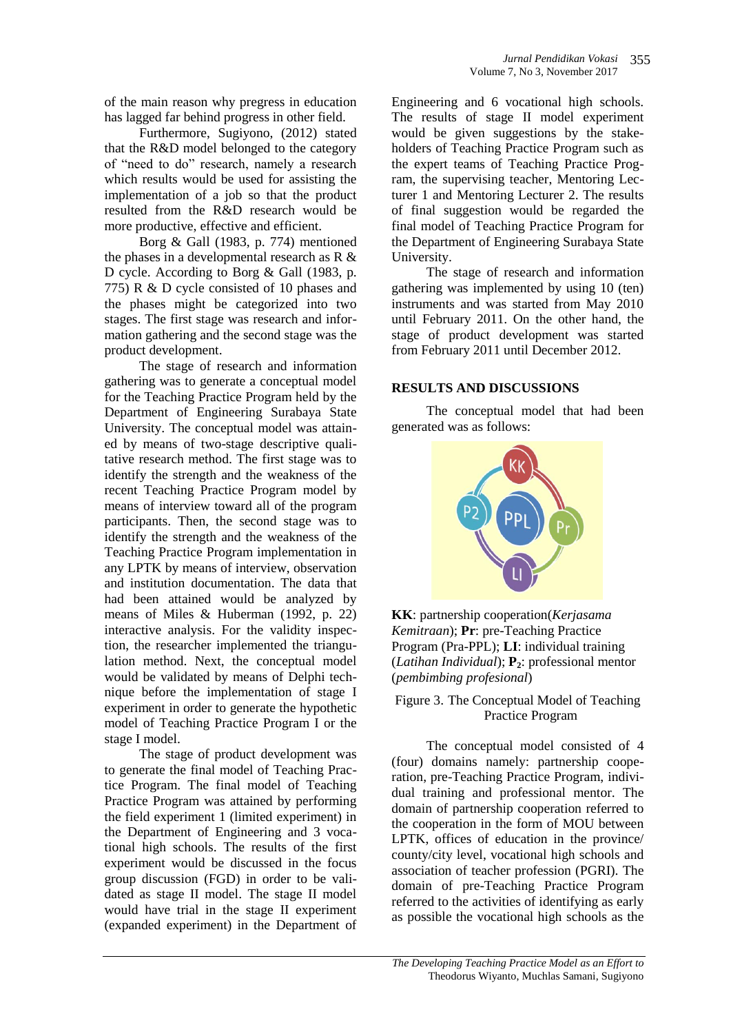of the main reason why pregress in education has lagged far behind progress in other field.

Furthermore, Sugiyono, (2012) stated that the R&D model belonged to the category of "need to do" research, namely a research which results would be used for assisting the implementation of a job so that the product resulted from the R&D research would be more productive, effective and efficient.

Borg & Gall (1983, p. 774) mentioned the phases in a developmental research as R & D cycle. According to Borg & Gall (1983, p. 775) R & D cycle consisted of 10 phases and the phases might be categorized into two stages. The first stage was research and information gathering and the second stage was the product development.

The stage of research and information gathering was to generate a conceptual model for the Teaching Practice Program held by the Department of Engineering Surabaya State University. The conceptual model was attained by means of two-stage descriptive qualitative research method. The first stage was to identify the strength and the weakness of the recent Teaching Practice Program model by means of interview toward all of the program participants. Then, the second stage was to identify the strength and the weakness of the Teaching Practice Program implementation in any LPTK by means of interview, observation and institution documentation. The data that had been attained would be analyzed by means of Miles & Huberman (1992, p. 22) interactive analysis. For the validity inspection, the researcher implemented the triangulation method. Next, the conceptual model would be validated by means of Delphi technique before the implementation of stage I experiment in order to generate the hypothetic model of Teaching Practice Program I or the stage I model.

The stage of product development was to generate the final model of Teaching Practice Program. The final model of Teaching Practice Program was attained by performing the field experiment 1 (limited experiment) in the Department of Engineering and 3 vocational high schools. The results of the first experiment would be discussed in the focus group discussion (FGD) in order to be validated as stage II model. The stage II model would have trial in the stage II experiment (expanded experiment) in the Department of Engineering and 6 vocational high schools. The results of stage II model experiment would be given suggestions by the stakeholders of Teaching Practice Program such as the expert teams of Teaching Practice Program, the supervising teacher, Mentoring Lecturer 1 and Mentoring Lecturer 2. The results of final suggestion would be regarded the final model of Teaching Practice Program for the Department of Engineering Surabaya State University.

The stage of research and information gathering was implemented by using 10 (ten) instruments and was started from May 2010 until February 2011. On the other hand, the stage of product development was started from February 2011 until December 2012.

## RESULTS AND DISCUSSIONS

The conceptual model that had been generated was as follows:

**KK**: partnership cooperation(*Kerjasama Kemitraan*); **Pr**: pre-Teaching Practice Program (Pra-PPL); **LI**: individual training (*Latihan Individual*); **$P_2$**: professional mentor (*pembimbing profesional*)

Figure 3. The Conceptual Model of Teaching Practice Program

The conceptual model consisted of 4 (four) domains namely: partnership cooperation, pre-Teaching Practice Program, individual training and professional mentor. The domain of partnership cooperation referred to the cooperation in the form of MOU between LPTK, offices of education in the province/ county/city level, vocational high schools and association of teacher profession (PGRI). The domain of pre-Teaching Practice Program referred to the activities of identifying as early as possible the vocational high schools as the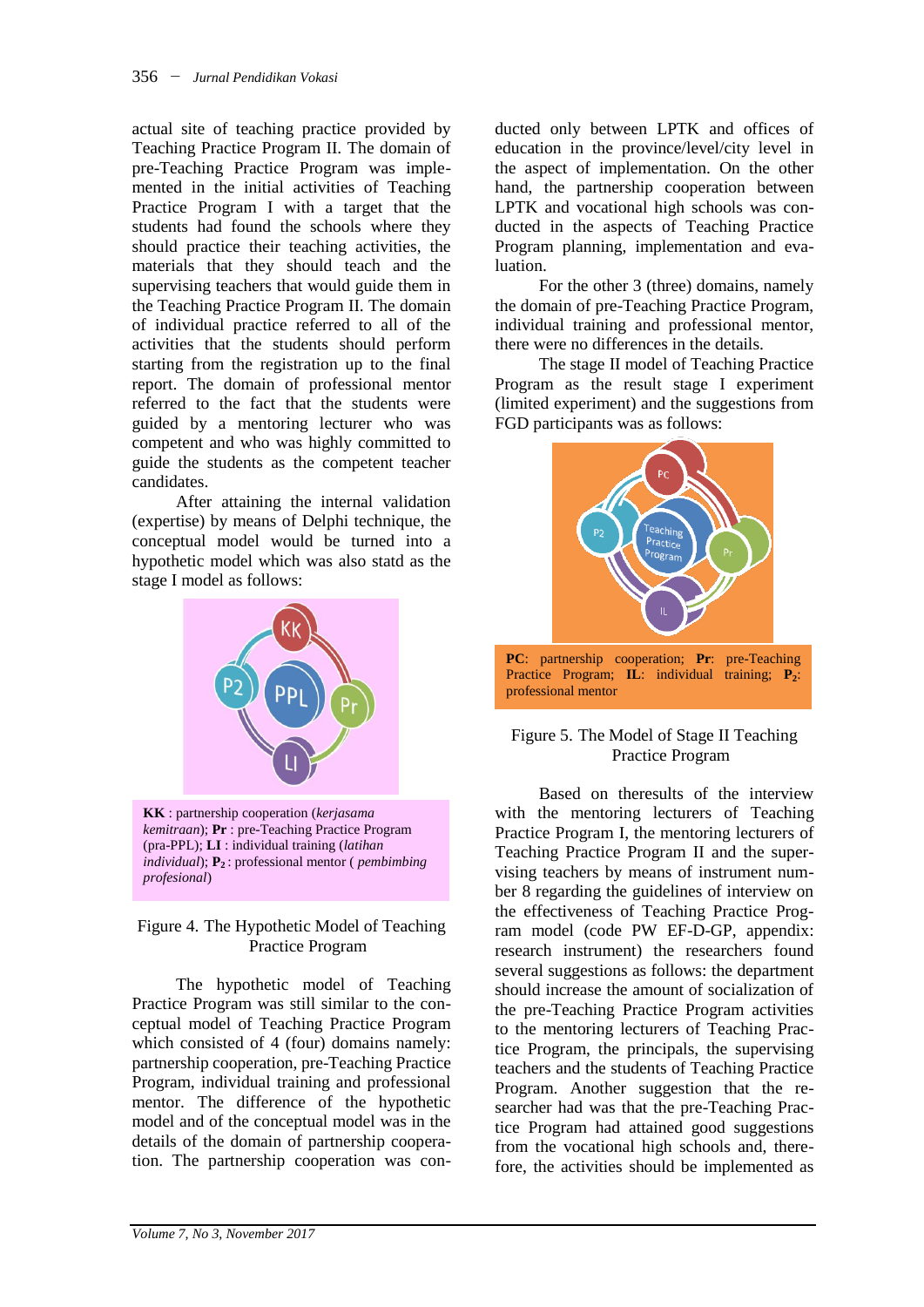actual site of teaching practice provided by Teaching Practice Program II. The domain of pre-Teaching Practice Program was implemented in the initial activities of Teaching Practice Program I with a target that the students had found the schools where they should practice their teaching activities, the materials that they should teach and the supervising teachers that would guide them in the Teaching Practice Program II. The domain of individual practice referred to all of the activities that the students should perform starting from the registration up to the final report. The domain of professional mentor referred to the fact that the students were guided by a mentoring lecturer who was competent and who was highly committed to guide the students as the competent teacher candidates.

After attaining the internal validation (expertise) by means of Delphi technique, the conceptual model would be turned into a hypothetic model which was also statd as the stage I model as follows:

**KK** : partnership cooperation (*kerjasama kemitraan*); **Pr** : pre-Teaching Practice Program (pra-PPL); **LI** : individual training (*latihan individual*); **$P_2$** : professional mentor ( *pembimbing profesional*)

Figure 4. The Hypothetic Model of Teaching Practice Program

The hypothetic model of Teaching Practice Program was still similar to the conceptual model of Teaching Practice Program which consisted of 4 (four) domains namely: partnership cooperation, pre-Teaching Practice Program, individual training and professional mentor. The difference of the hypothetic model and of the conceptual model was in the details of the domain of partnership cooperation. The partnership cooperation was conducted only between LPTK and offices of education in the province/level/city level in the aspect of implementation. On the other hand, the partnership cooperation between LPTK and vocational high schools was conducted in the aspects of Teaching Practice Program planning, implementation and evaluation.

For the other 3 (three) domains, namely the domain of pre-Teaching Practice Program, individual training and professional mentor, there were no differences in the details.

The stage II model of Teaching Practice Program as the result stage I experiment (limited experiment) and the suggestions from FGD participants was as follows:

**PC**: partnership cooperation; **Pr**: pre-Teaching Practice Program; **IL**: individual training; **$P_2$**: professional mentor

Figure 5. The Model of Stage II Teaching Practice Program

Based on theresults of the interview with the mentoring lecturers of Teaching Practice Program I, the mentoring lecturers of Teaching Practice Program II and the supervising teachers by means of instrument number 8 regarding the guidelines of interview on the effectiveness of Teaching Practice Program model (code PW EF-D-GP, appendix: research instrument) the researchers found several suggestions as follows: the department should increase the amount of socialization of the pre-Teaching Practice Program activities to the mentoring lecturers of Teaching Practice Program, the principals, the supervising teachers and the students of Teaching Practice Program. Another suggestion that the researcher had was that the pre-Teaching Practice Program had attained good suggestions from the vocational high schools and, therefore, the activities should be implemented as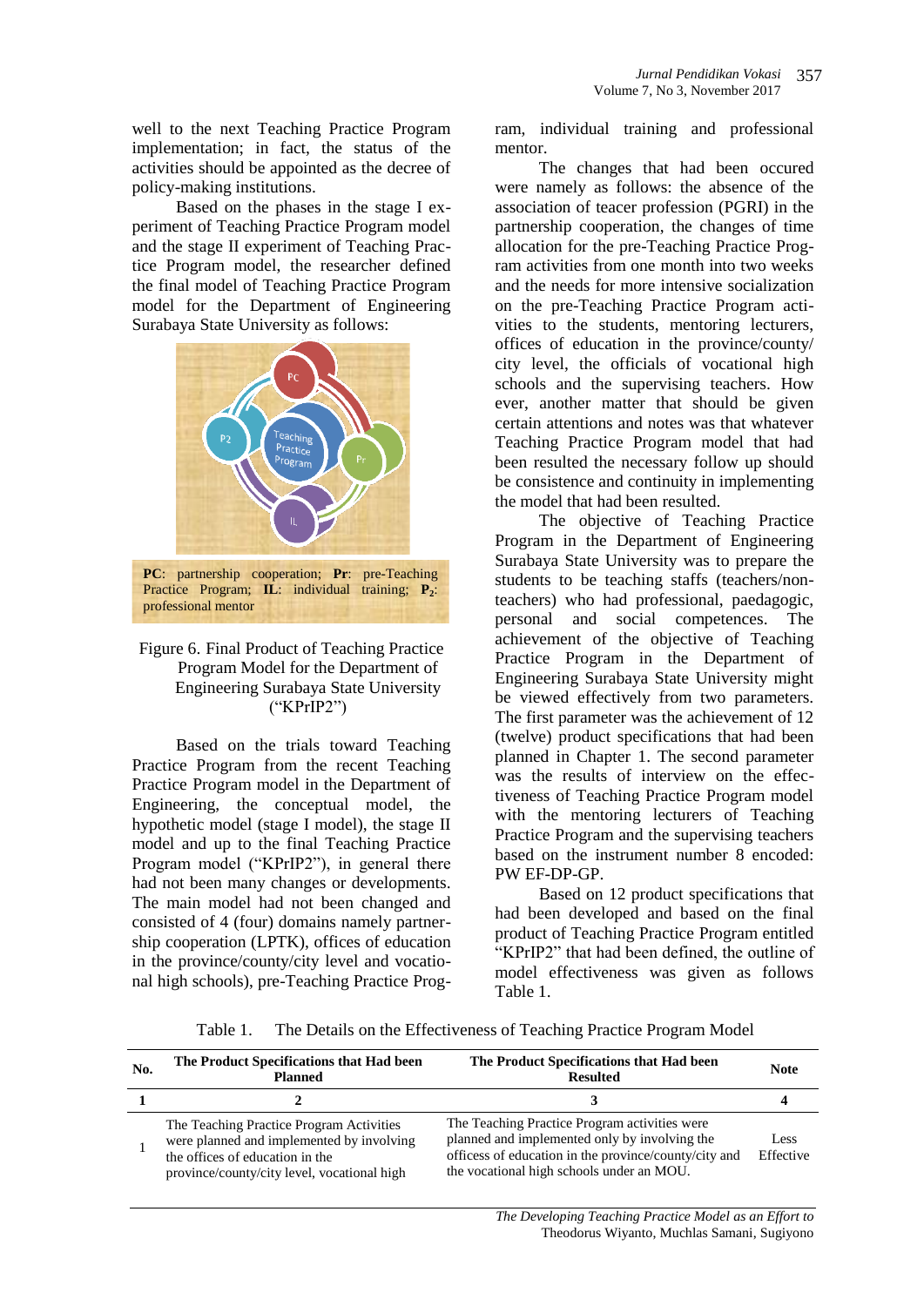well to the next Teaching Practice Program implementation; in fact, the status of the activities should be appointed as the decree of policy-making institutions.

Based on the phases in the stage I experiment of Teaching Practice Program model and the stage II experiment of Teaching Practice Program model, the researcher defined the final model of Teaching Practice Program model for the Department of Engineering Surabaya State University as follows:

**PC**: partnership cooperation; **Pr**: pre-Teaching Practice Program; **IL**: individual training; **P$_2$**: professional mentor

Figure 6. Final Product of Teaching Practice Program Model for the Department of Engineering Surabaya State University ("KPrIP2")

Based on the trials toward Teaching Practice Program from the recent Teaching Practice Program model in the Department of Engineering, the conceptual model, the hypothetic model (stage I model), the stage II model and up to the final Teaching Practice Program model ("KPrIP2"), in general there had not been many changes or developments. The main model had not been changed and consisted of 4 (four) domains namely partnership cooperation (LPTK), offices of education in the province/county/city level and vocational high schools), pre-Teaching Practice Program, individual training and professional mentor.

The changes that had been occured were namely as follows: the absence of the association of teacer profession (PGRI) in the partnership cooperation, the changes of time allocation for the pre-Teaching Practice Program activities from one month into two weeks and the needs for more intensive socialization on the pre-Teaching Practice Program activities to the students, mentoring lecturers, offices of education in the province/county/city level, the officials of vocational high schools and the supervising teachers. How ever, another matter that should be given certain attentions and notes was that whatever Teaching Practice Program model that had been resulted the necessary follow up should be consistence and continuity in implementing the model that had been resulted.

The objective of Teaching Practice Program in the Department of Engineering Surabaya State University was to prepare the students to be teaching staffs (teachers/non-teachers) who had professional, paedagogic, personal and social competences. The achievement of the objective of Teaching Practice Program in the Department of Engineering Surabaya State University might be viewed effectively from two parameters. The first parameter was the achievement of 12 (twelve) product specifications that had been planned in Chapter 1. The second parameter was the results of interview on the effectiveness of Teaching Practice Program model with the mentoring lecturers of Teaching Practice Program and the supervising teachers based on the instrument number 8 encoded: PW EF-DP-GP.

Based on 12 product specifications that had been developed and based on the final product of Teaching Practice Program entitled "KPrIP2" that had been defined, the outline of model effectiveness was given as follows Table 1.

Table 1. The Details on the Effectiveness of Teaching Practice Program Model

| No. | The Product Specifications that Had been Planned | The Product Specifications that Had been Resulted | Note |
|---|---|---|---|
| 1 | 2 | 3 | 4 |
| 1 | The Teaching Practice Program Activities were planned and implemented by involving the offices of education in the province/county/city level, vocational high | The Teaching Practice Program activities were planned and implemented only by involving the officess of education in the province/county/city and the vocational high schools under an MOU. | Less Effective |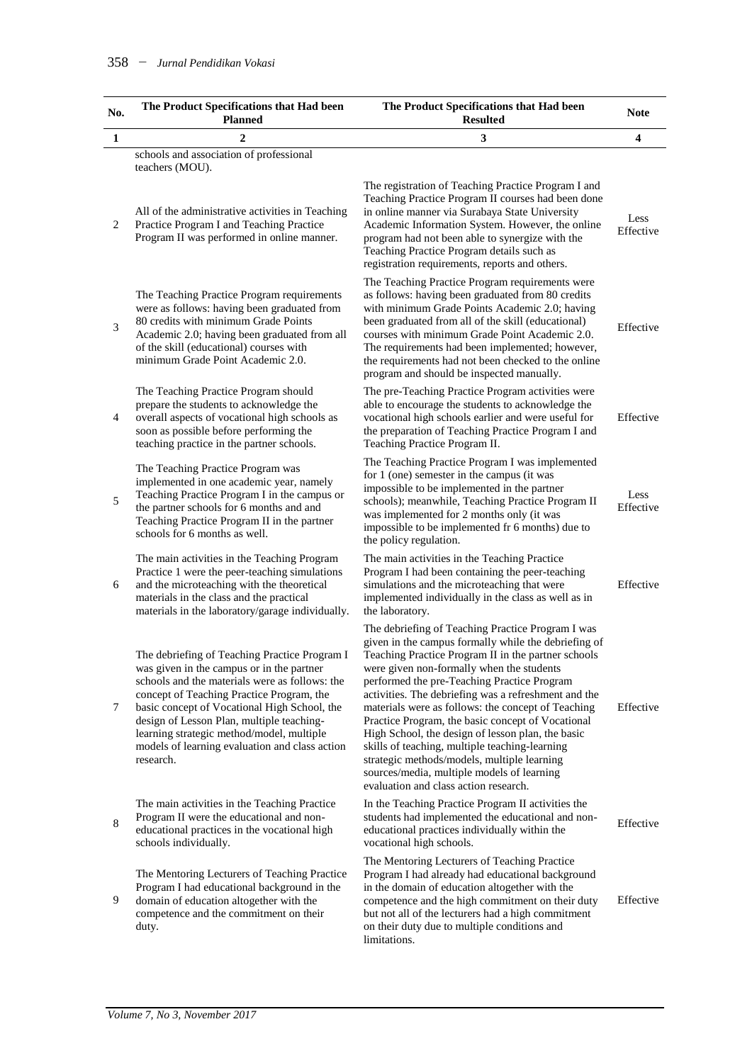| No. | The Product Specifications that Had been Planned | The Product Specifications that Had been Resulted | Note |
|---|---|---|---|
| 1 | 2 | 3 | 4 |
| | schools and association of professional teachers (MOU). | | |
| 2 | All of the administrative activities in Teaching Practice Program I and Teaching Practice Program II was performed in online manner. | The registration of Teaching Practice Program I and Teaching Practice Program II courses had been done in online manner via Surabaya State University Academic Information System. However, the online program had not been able to synergize with the Teaching Practice Program details such as registration requirements, reports and others. | Less Effective |
| 3 | The Teaching Practice Program requirements were as follows: having been graduated from 80 credits with minimum Grade Points Academic 2.0; having been graduated from all of the skill (educational) courses with minimum Grade Point Academic 2.0. | The Teaching Practice Program requirements were as follows: having been graduated from 80 credits with minimum Grade Points Academic 2.0; having been graduated from all of the skill (educational) courses with minimum Grade Point Academic 2.0. The requirements had been implemented; however, the requirements had not been checked to the online program and should be inspected manually. | Effective |
| 4 | The Teaching Practice Program should prepare the students to acknowledge the overall aspects of vocational high schools as soon as possible before performing the teaching practice in the partner schools. | The pre-Teaching Practice Program activities were able to encourage the students to acknowledge the vocational high schools earlier and were useful for the preparation of Teaching Practice Program I and Teaching Practice Program II. | Effective |
| 5 | The Teaching Practice Program was implemented in one academic year, namely Teaching Practice Program I in the campus or the partner schools for 6 months and and Teaching Practice Program II in the partner schools for 6 months as well. | The Teaching Practice Program I was implemented for 1 (one) semester in the campus (it was impossible to be implemented in the partner schools); meanwhile, Teaching Practice Program II was implemented for 2 months only (it was impossible to be implemented fr 6 months) due to the policy regulation. | Less Effective |
| 6 | The main activities in the Teaching Program Practice 1 were the peer-teaching simulations and the microteaching with the theoretical materials in the class and the practical materials in the laboratory/garage individually. | The main activities in the Teaching Practice Program I had been containing the peer-teaching simulations and the microteaching that were implemented individually in the class as well as in the laboratory. | Effective |
| 7 | The debriefing of Teaching Practice Program I was given in the campus or in the partner schools and the materials were as follows: the concept of Teaching Practice Program, the basic concept of Vocational High School, the design of Lesson Plan, multiple teaching-learning strategic method/model, multiple models of learning evaluation and class action research. | The debriefing of Teaching Practice Program I was given in the campus formally while the debriefing of Teaching Practice Program II in the partner schools were given non-formally when the students performed the pre-Teaching Practice Program activities. The debriefing was a refreshment and the materials were as follows: the concept of Teaching Practice Program, the basic concept of Vocational High School, the design of lesson plan, the basic skills of teaching, multiple teaching-learning strategic methods/models, multiple learning sources/media, multiple models of learning evaluation and class action research. | Effective |
| 8 | The main activities in the Teaching Practice Program II were the educational and non-educational practices in the vocational high schools individually. | In the Teaching Practice Program II activities the students had implemented the educational and non-educational practices individually within the vocational high schools. | Effective |
| 9 | The Mentoring Lecturers of Teaching Practice Program I had educational background in the domain of education altogether with the competence and the commitment on their duty. | The Mentoring Lecturers of Teaching Practice Program I had already had educational background in the domain of education altogether with the competence and the high commitment on their duty but not all of the lecturers had a high commitment on their duty due to multiple conditions and limitations. | Effective |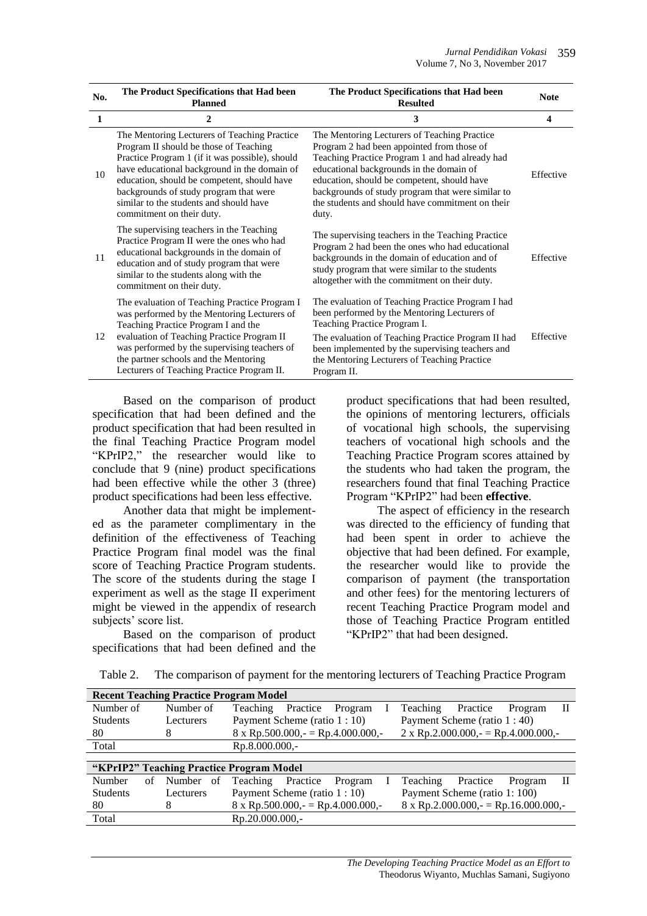| No. | The Product Specifications that Had been Planned | The Product Specifications that Had been Resulted | Note |
|---|---|---|---|
| 1 | 2 | 3 | 4 |
| 10 | The Mentoring Lecturers of Teaching Practice Program II should be those of Teaching Practice Program 1 (if it was possible), should have educational background in the domain of education, should be competent, should have backgrounds of study program that were similar to the students and should have commitment on their duty. | The Mentoring Lecturers of Teaching Practice Program 2 had been appointed from those of Teaching Practice Program 1 and had already had educational backgrounds in the domain of education, should be competent, should have backgrounds of study program that were similar to the students and should have commitment on their duty. | Effective |
| 11 | The supervising teachers in the Teaching Practice Program II were the ones who had educational backgrounds in the domain of education and of study program that were similar to the students along with the commitment on their duty. | The supervising teachers in the Teaching Practice Program 2 had been the ones who had educational backgrounds in the domain of education and of study program that were similar to the students altogether with the commitment on their duty. | Effective |
| 12 | The evaluation of Teaching Practice Program I was performed by the Mentoring Lecturers of Teaching Practice Program I and the evaluation of Teaching Practice Program II was performed by the supervising teachers of the partner schools and the Mentoring Lecturers of Teaching Practice Program II. | The evaluation of Teaching Practice Program I had been performed by the Mentoring Lecturers of Teaching Practice Program I. The evaluation of Teaching Practice Program II had been implemented by the supervising teachers and the Mentoring Lecturers of Teaching Practice Program II. | Effective |

Based on the comparison of product specification that had been defined and the product specification that had been resulted in the final Teaching Practice Program model "KPrIP2," the researcher would like to conclude that 9 (nine) product specifications had been effective while the other 3 (three) product specifications had been less effective.

Another data that might be implemented as the parameter complimentary in the definition of the effectiveness of Teaching Practice Program final model was the final score of Teaching Practice Program students. The score of the students during the stage I experiment as well as the stage II experiment might be viewed in the appendix of research subjects' score list.

Based on the comparison of product specifications that had been defined and the product specifications that had been resulted, the opinions of mentoring lecturers, officials of vocational high schools, the supervising teachers of vocational high schools and the Teaching Practice Program scores attained by the students who had taken the program, the researchers found that final Teaching Practice Program "KPrIP2" had been **effective**.

The aspect of efficiency in the research was directed to the efficiency of funding that had been spent in order to achieve the objective that had been defined. For example, the researcher would like to provide the comparison of payment (the transportation and other fees) for the mentoring lecturers of recent Teaching Practice Program model and those of Teaching Practice Program entitled "KPrIP2" that had been designed.

Table 2. The comparison of payment for the mentoring lecturers of Teaching Practice Program

| **Recent Teaching Practice Program Model** | | | |
|---|---|---|---|
| Number of Students | Number of Lecturers | Teaching Practice Program I Payment Scheme (ratio 1 : 10) | Teaching Practice Program II Payment Scheme (ratio 1 : 40) |
| 80 | 8 | 8 x Rp.500.000,- = Rp.4.000.000,- | 2 x Rp.2.000.000,- = Rp.4.000.000,- |
| Total | | Rp.8.000.000,- | |
| **"KPrIP2" Teaching Practice Program Model** | | | |
| Number of Students | Number of Lecturers | Teaching Practice Program I Payment Scheme (ratio 1 : 10) | Teaching Practice Program II Payment Scheme (ratio 1: 100) |
| 80 | 8 | 8 x Rp.500.000,- = Rp.4.000.000,- | 8 x Rp.2.000.000,- = Rp.16.000.000,- |
| Total | | Rp.20.000.000,- | |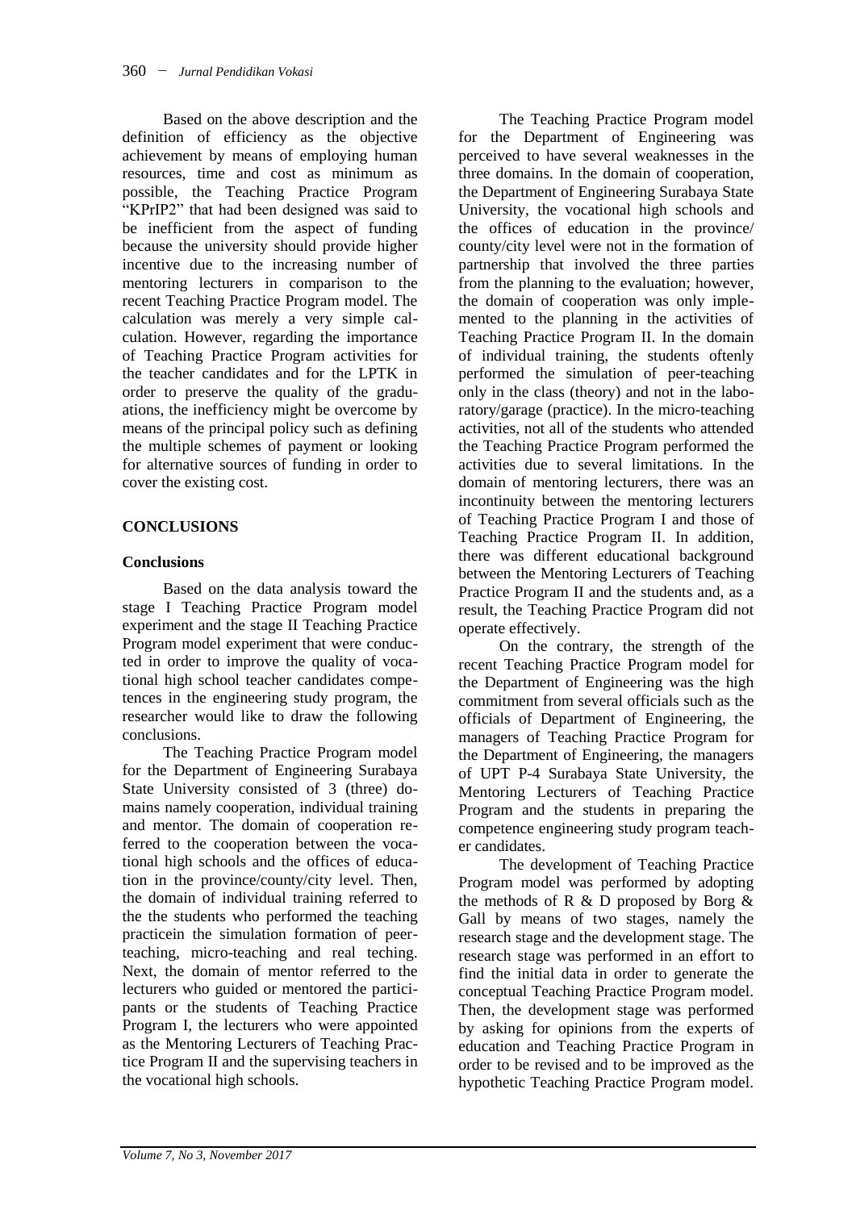Based on the above description and the definition of efficiency as the objective achievement by means of employing human resources, time and cost as minimum as possible, the Teaching Practice Program "KPrIP2" that had been designed was said to be inefficient from the aspect of funding because the university should provide higher incentive due to the increasing number of mentoring lecturers in comparison to the recent Teaching Practice Program model. The calculation was merely a very simple calculation. However, regarding the importance of Teaching Practice Program activities for the teacher candidates and for the LPTK in order to preserve the quality of the graduations, the inefficiency might be overcome by means of the principal policy such as defining the multiple schemes of payment or looking for alternative sources of funding in order to cover the existing cost.

## CONCLUSIONS

### Conclusions

Based on the data analysis toward the stage I Teaching Practice Program model experiment and the stage II Teaching Practice Program model experiment that were conducted in order to improve the quality of vocational high school teacher candidates competences in the engineering study program, the researcher would like to draw the following conclusions.

The Teaching Practice Program model for the Department of Engineering Surabaya State University consisted of 3 (three) domains namely cooperation, individual training and mentor. The domain of cooperation referred to the cooperation between the vocational high schools and the offices of education in the province/county/city level. Then, the domain of individual training referred to the the students who performed the teaching practicein the simulation formation of peer-teaching, micro-teaching and real teching. Next, the domain of mentor referred to the lecturers who guided or mentored the participants or the students of Teaching Practice Program I, the lecturers who were appointed as the Mentoring Lecturers of Teaching Practice Program II and the supervising teachers in the vocational high schools.

The Teaching Practice Program model for the Department of Engineering was perceived to have several weaknesses in the three domains. In the domain of cooperation, the Department of Engineering Surabaya State University, the vocational high schools and the offices of education in the province/ county/city level were not in the formation of partnership that involved the three parties from the planning to the evaluation; however, the domain of cooperation was only implemented to the planning in the activities of Teaching Practice Program II. In the domain of individual training, the students oftenly performed the simulation of peer-teaching only in the class (theory) and not in the laboratory/garage (practice). In the micro-teaching activities, not all of the students who attended the Teaching Practice Program performed the activities due to several limitations. In the domain of mentoring lecturers, there was an incontinuity between the mentoring lecturers of Teaching Practice Program I and those of Teaching Practice Program II. In addition, there was different educational background between the Mentoring Lecturers of Teaching Practice Program II and the students and, as a result, the Teaching Practice Program did not operate effectively.

On the contrary, the strength of the recent Teaching Practice Program model for the Department of Engineering was the high commitment from several officials such as the officials of Department of Engineering, the managers of Teaching Practice Program for the Department of Engineering, the managers of UPT P-4 Surabaya State University, the Mentoring Lecturers of Teaching Practice Program and the students in preparing the competence engineering study program teacher candidates.

The development of Teaching Practice Program model was performed by adopting the methods of R & D proposed by Borg & Gall by means of two stages, namely the research stage and the development stage. The research stage was performed in an effort to find the initial data in order to generate the conceptual Teaching Practice Program model. Then, the development stage was performed by asking for opinions from the experts of education and Teaching Practice Program in order to be revised and to be improved as the hypothetic Teaching Practice Program model.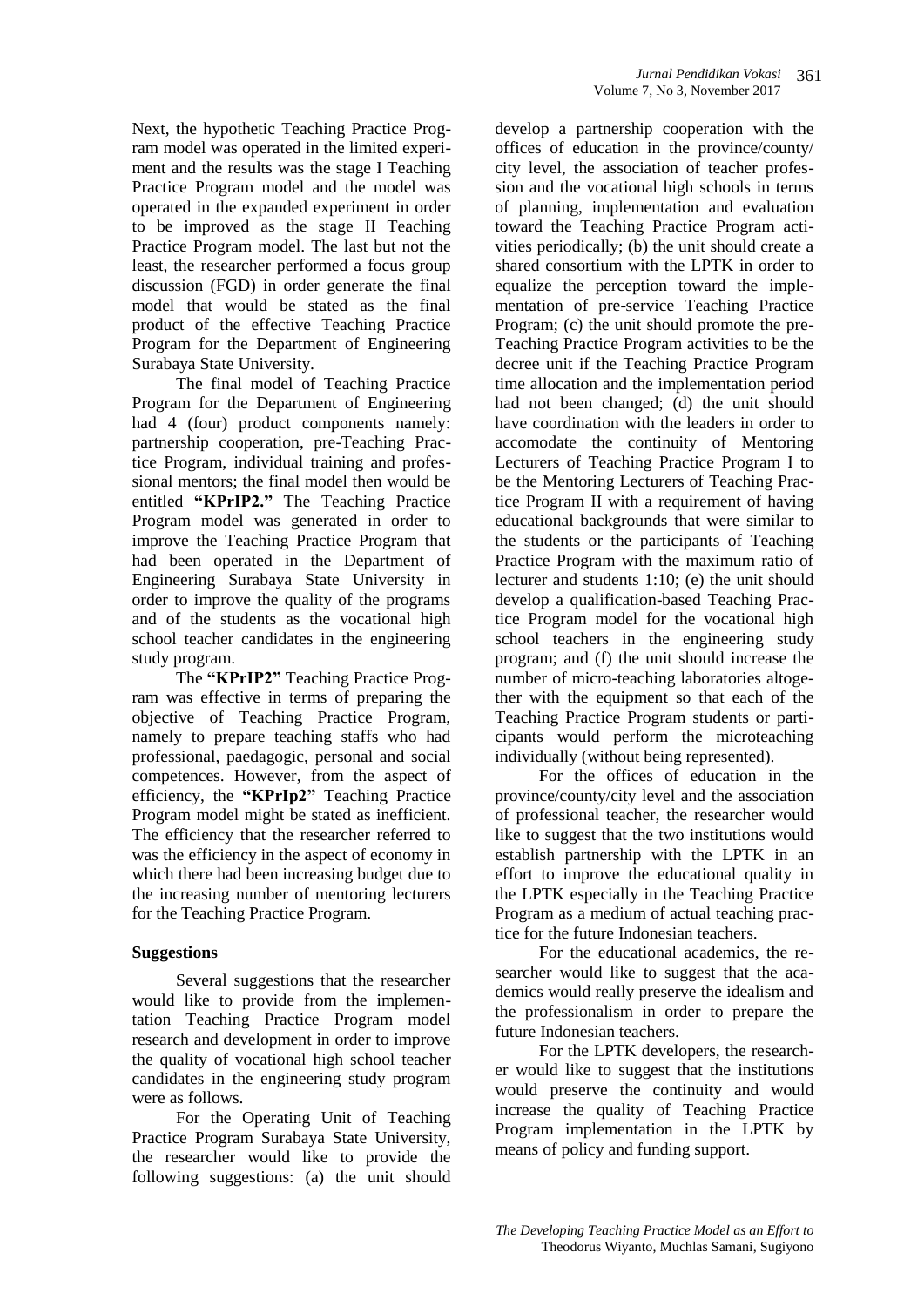Next, the hypothetic Teaching Practice Program model was operated in the limited experiment and the results was the stage I Teaching Practice Program model and the model was operated in the expanded experiment in order to be improved as the stage II Teaching Practice Program model. The last but not the least, the researcher performed a focus group discussion (FGD) in order generate the final model that would be stated as the final product of the effective Teaching Practice Program for the Department of Engineering Surabaya State University.

The final model of Teaching Practice Program for the Department of Engineering had 4 (four) product components namely: partnership cooperation, pre-Teaching Practice Program, individual training and professional mentors; the final model then would be entitled **"KPrIP2."** The Teaching Practice Program model was generated in order to improve the Teaching Practice Program that had been operated in the Department of Engineering Surabaya State University in order to improve the quality of the programs and of the students as the vocational high school teacher candidates in the engineering study program.

The **"KPrIP2"** Teaching Practice Program was effective in terms of preparing the objective of Teaching Practice Program, namely to prepare teaching staffs who had professional, paedagogic, personal and social competences. However, from the aspect of efficiency, the **"KPrIp2"** Teaching Practice Program model might be stated as inefficient. The efficiency that the researcher referred to was the efficiency in the aspect of economy in which there had been increasing budget due to the increasing number of mentoring lecturers for the Teaching Practice Program.

## Suggestions

Several suggestions that the researcher would like to provide from the implementation Teaching Practice Program model research and development in order to improve the quality of vocational high school teacher candidates in the engineering study program were as follows.

For the Operating Unit of Teaching Practice Program Surabaya State University, the researcher would like to provide the following suggestions: (a) the unit should develop a partnership cooperation with the offices of education in the province/county/city level, the association of teacher profession and the vocational high schools in terms of planning, implementation and evaluation toward the Teaching Practice Program activities periodically; (b) the unit should create a shared consortium with the LPTK in order to equalize the perception toward the implementation of pre-service Teaching Practice Program; (c) the unit should promote the pre-Teaching Practice Program activities to be the decree unit if the Teaching Practice Program time allocation and the implementation period had not been changed; (d) the unit should have coordination with the leaders in order to accomodate the continuity of Mentoring Lecturers of Teaching Practice Program I to be the Mentoring Lecturers of Teaching Practice Program II with a requirement of having educational backgrounds that were similar to the students or the participants of Teaching Practice Program with the maximum ratio of lecturer and students 1:10; (e) the unit should develop a qualification-based Teaching Practice Program model for the vocational high school teachers in the engineering study program; and (f) the unit should increase the number of micro-teaching laboratories altogether with the equipment so that each of the Teaching Practice Program students or participants would perform the microteaching individually (without being represented).

For the offices of education in the province/county/city level and the association of professional teacher, the researcher would like to suggest that the two institutions would establish partnership with the LPTK in an effort to improve the educational quality in the LPTK especially in the Teaching Practice Program as a medium of actual teaching practice for the future Indonesian teachers.

For the educational academics, the researcher would like to suggest that the academics would really preserve the idealism and the professionalism in order to prepare the future Indonesian teachers.

For the LPTK developers, the researcher would like to suggest that the institutions would preserve the continuity and would increase the quality of Teaching Practice Program implementation in the LPTK by means of policy and funding support.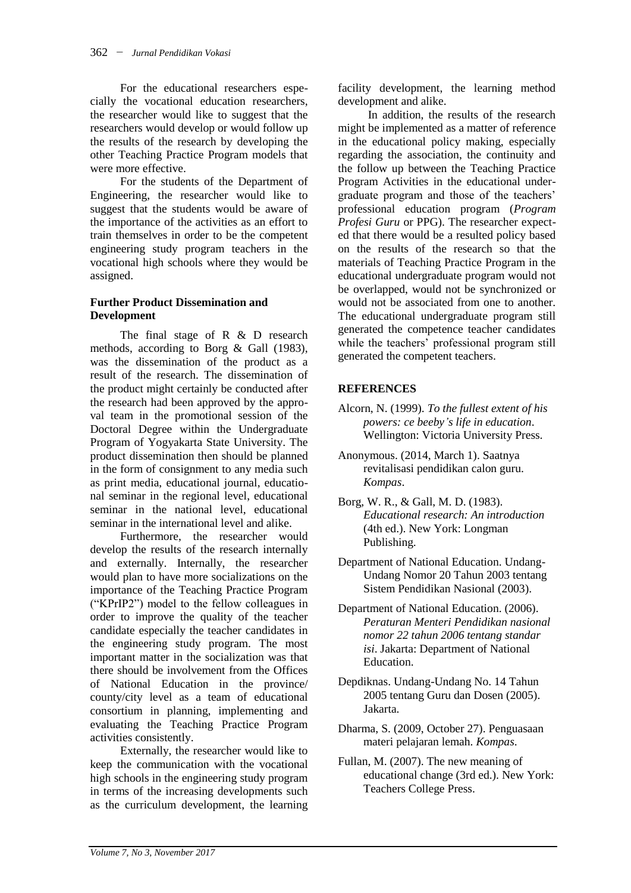For the educational researchers especially the vocational education researchers, the researcher would like to suggest that the researchers would develop or would follow up the results of the research by developing the other Teaching Practice Program models that were more effective.

For the students of the Department of Engineering, the researcher would like to suggest that the students would be aware of the importance of the activities as an effort to train themselves in order to be the competent engineering study program teachers in the vocational high schools where they would be assigned.

**Further Product Dissemination and Development**

The final stage of R & D research methods, according to Borg & Gall (1983), was the dissemination of the product as a result of the research. The dissemination of the product might certainly be conducted after the research had been approved by the approval team in the promotional session of the Doctoral Degree within the Undergraduate Program of Yogyakarta State University. The product dissemination then should be planned in the form of consignment to any media such as print media, educational journal, educational seminar in the regional level, educational seminar in the national level, educational seminar in the international level and alike.

Furthermore, the researcher would develop the results of the research internally and externally. Internally, the researcher would plan to have more socializations on the importance of the Teaching Practice Program ("KPrIP2") model to the fellow colleagues in order to improve the quality of the teacher candidate especially the teacher candidates in the engineering study program. The most important matter in the socialization was that there should be involvement from the Offices of National Education in the province/ county/city level as a team of educational consortium in planning, implementing and evaluating the Teaching Practice Program activities consistently.

Externally, the researcher would like to keep the communication with the vocational high schools in the engineering study program in terms of the increasing developments such as the curriculum development, the learning facility development, the learning method development and alike.

In addition, the results of the research might be implemented as a matter of reference in the educational policy making, especially regarding the association, the continuity and the follow up between the Teaching Practice Program Activities in the educational undergraduate program and those of the teachers' professional education program (*Program Profesi Guru* or PPG). The researcher expected that there would be a resulted policy based on the results of the research so that the materials of Teaching Practice Program in the educational undergraduate program would not be overlapped, would not be synchronized or would not be associated from one to another. The educational undergraduate program still generated the competence teacher candidates while the teachers' professional program still generated the competent teachers.

## REFERENCES

Alcorn, N. (1999). *To the fullest extent of his powers: ce beeby's life in education*. Wellington: Victoria University Press.

Anonymous. (2014, March 1). Saatnya revitalisasi pendidikan calon guru. *Kompas*.

Borg, W. R., & Gall, M. D. (1983). *Educational research: An introduction* (4th ed.). New York: Longman Publishing.

Department of National Education. Undang-Undang Nomor 20 Tahun 2003 tentang Sistem Pendidikan Nasional (2003).

Department of National Education. (2006). *Peraturan Menteri Pendidikan nasional nomor 22 tahun 2006 tentang standar isi*. Jakarta: Department of National Education.

Depdiknas. Undang-Undang No. 14 Tahun 2005 tentang Guru dan Dosen (2005). Jakarta.

Dharma, S. (2009, October 27). Penguasaan materi pelajaran lemah. *Kompas*.

Fullan, M. (2007). The new meaning of educational change (3rd ed.). New York: Teachers College Press.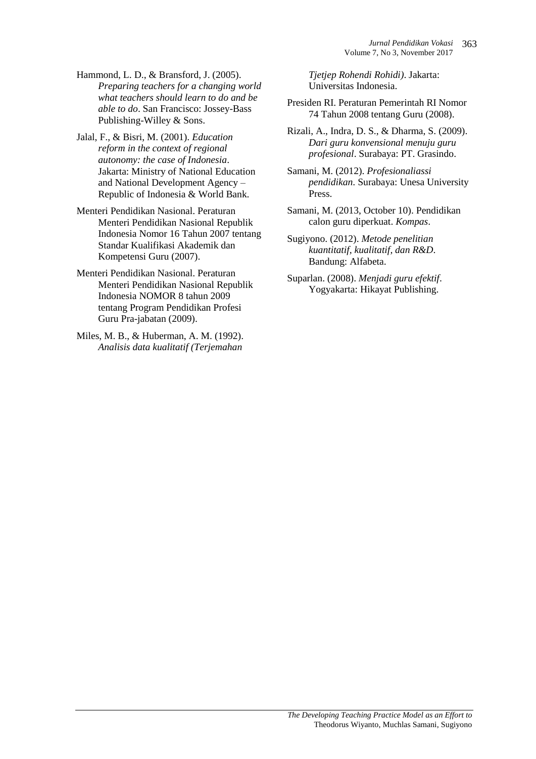Hammond, L. D., & Bransford, J. (2005). *Preparing teachers for a changing world what teachers should learn to do and be able to do*. San Francisco: Jossey-Bass Publishing-Willey & Sons.

Jalal, F., & Bisri, M. (2001). *Education reform in the context of regional autonomy: the case of Indonesia*. Jakarta: Ministry of National Education and National Development Agency – Republic of Indonesia & World Bank.

Menteri Pendidikan Nasional. Peraturan Menteri Pendidikan Nasional Republik Indonesia Nomor 16 Tahun 2007 tentang Standar Kualifikasi Akademik dan Kompetensi Guru (2007).

Menteri Pendidikan Nasional. Peraturan Menteri Pendidikan Nasional Republik Indonesia NOMOR 8 tahun 2009 tentang Program Pendidikan Profesi Guru Pra-jabatan (2009).

Miles, M. B., & Huberman, A. M. (1992). *Analisis data kualitatif (Terjemahan Tjetjep Rohendi Rohidi)*. Jakarta: Universitas Indonesia.

Presiden RI. Peraturan Pemerintah RI Nomor 74 Tahun 2008 tentang Guru (2008).

Rizali, A., Indra, D. S., & Dharma, S. (2009). *Dari guru konvensional menuju guru profesional*. Surabaya: PT. Grasindo.

Samani, M. (2012). *Profesionaliassi pendidikan*. Surabaya: Unesa University Press.

Samani, M. (2013, October 10). Pendidikan calon guru diperkuat. *Kompas*.

Sugiyono. (2012). *Metode penelitian kuantitatif, kualitatif, dan R&D*. Bandung: Alfabeta.

Suparlan. (2008). *Menjadi guru efektif*. Yogyakarta: Hikayat Publishing.